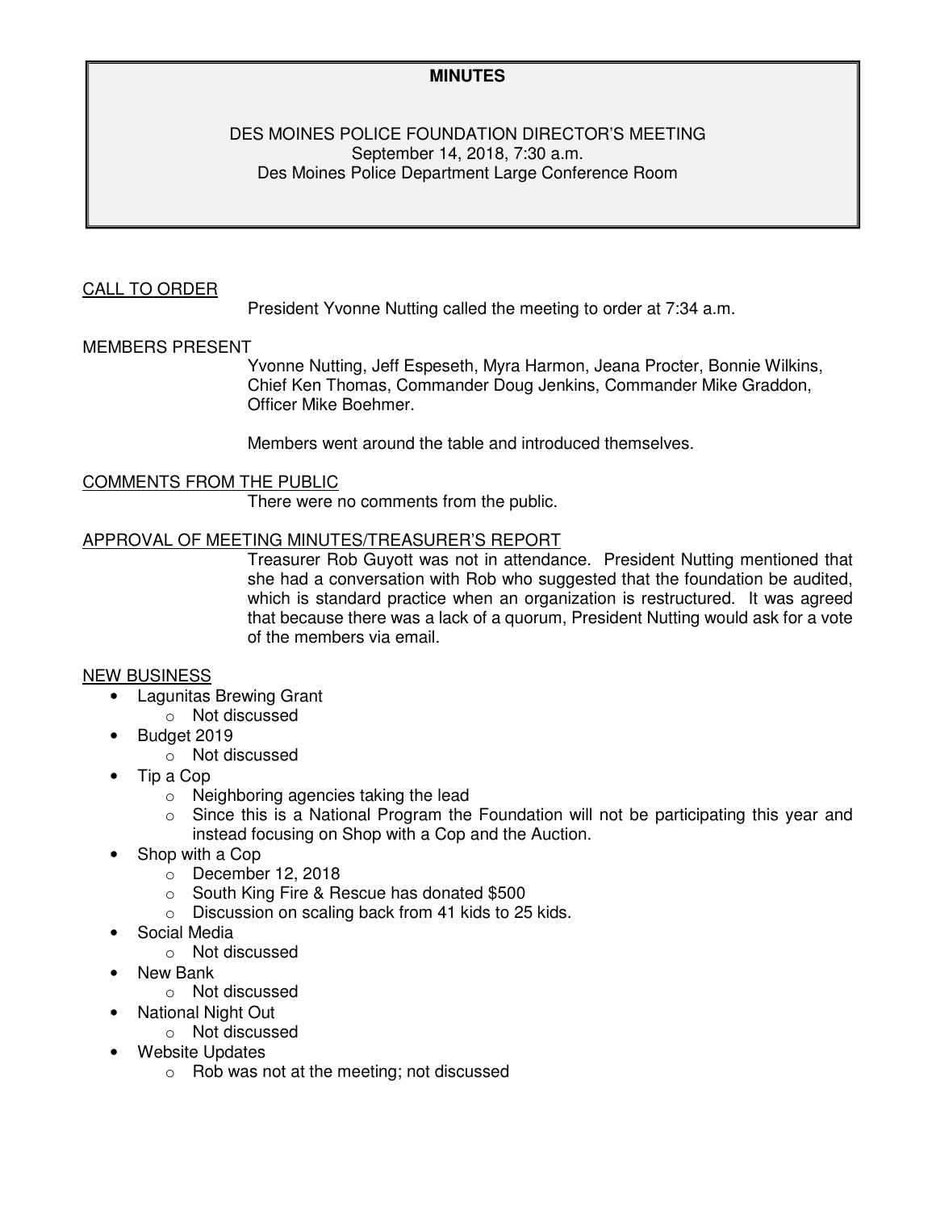**MINUTES**

DES MOINES POLICE FOUNDATION DIRECTOR'S MEETING
September 14, 2018, 7:30 a.m.
Des Moines Police Department Large Conference Room

<u>CALL TO ORDER</u>

President Yvonne Nutting called the meeting to order at 7:34 a.m.

MEMBERS PRESENT

Yvonne Nutting, Jeff Espeseth, Myra Harmon, Jeana Procter, Bonnie Wilkins, Chief Ken Thomas, Commander Doug Jenkins, Commander Mike Graddon, Officer Mike Boehmer.

Members went around the table and introduced themselves.

<u>COMMENTS FROM THE PUBLIC</u>

There were no comments from the public.

<u>APPROVAL OF MEETING MINUTES/TREASURER'S REPORT</u>

Treasurer Rob Guyott was not in attendance. President Nutting mentioned that she had a conversation with Rob who suggested that the foundation be audited, which is standard practice when an organization is restructured. It was agreed that because there was a lack of a quorum, President Nutting would ask for a vote of the members via email.

<u>NEW BUSINESS</u>

- Lagunitas Brewing Grant
  - Not discussed
- Budget 2019
  - Not discussed
- Tip a Cop
  - Neighboring agencies taking the lead
  - Since this is a National Program the Foundation will not be participating this year and instead focusing on Shop with a Cop and the Auction.
- Shop with a Cop
  - December 12, 2018
  - South King Fire & Rescue has donated $500
  - Discussion on scaling back from 41 kids to 25 kids.
- Social Media
  - Not discussed
- New Bank
  - Not discussed
- National Night Out
  - Not discussed
- Website Updates
  - Rob was not at the meeting; not discussed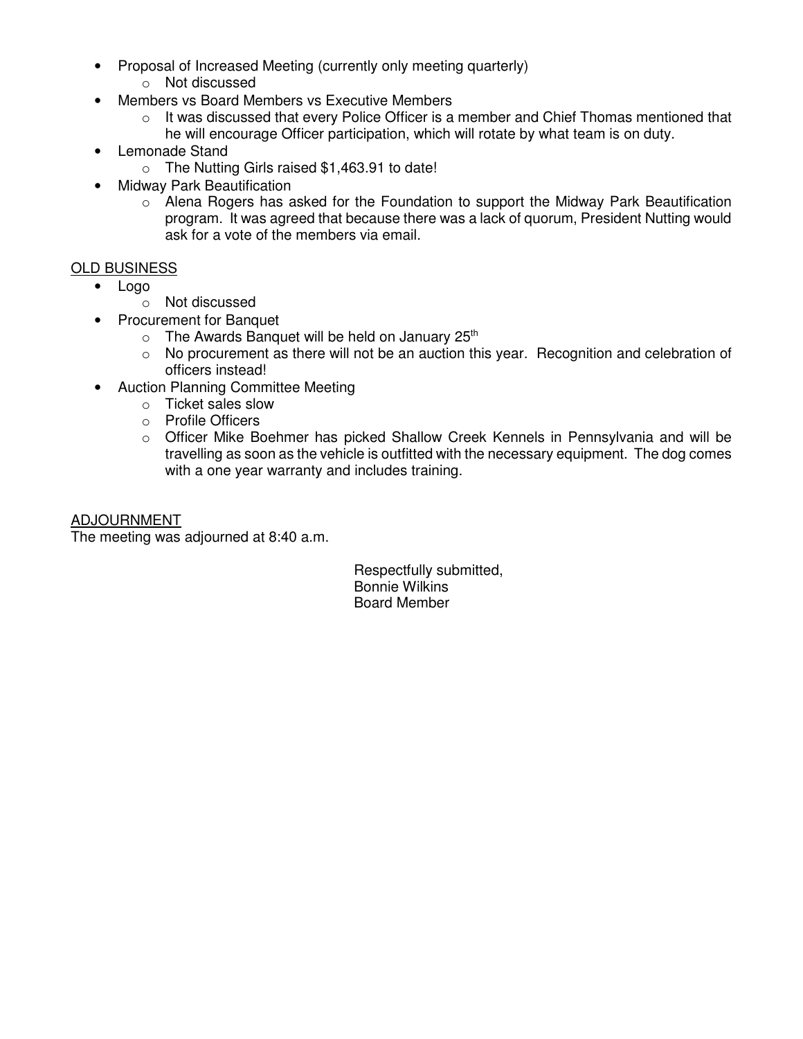- Proposal of Increased Meeting (currently only meeting quarterly)
  - Not discussed
- Members vs Board Members vs Executive Members
  - It was discussed that every Police Officer is a member and Chief Thomas mentioned that he will encourage Officer participation, which will rotate by what team is on duty.
- Lemonade Stand
  - The Nutting Girls raised $1,463.91 to date!
- Midway Park Beautification
  - Alena Rogers has asked for the Foundation to support the Midway Park Beautification program. It was agreed that because there was a lack of quorum, President Nutting would ask for a vote of the members via email.

<u>OLD BUSINESS</u>

- Logo
  - Not discussed
- Procurement for Banquet
  - The Awards Banquet will be held on January 25th
  - No procurement as there will not be an auction this year. Recognition and celebration of officers instead!
- Auction Planning Committee Meeting
  - Ticket sales slow
  - Profile Officers
  - Officer Mike Boehmer has picked Shallow Creek Kennels in Pennsylvania and will be travelling as soon as the vehicle is outfitted with the necessary equipment. The dog comes with a one year warranty and includes training.

<u>ADJOURNMENT</u>

The meeting was adjourned at 8:40 a.m.

Respectfully submitted,
Bonnie Wilkins
Board Member